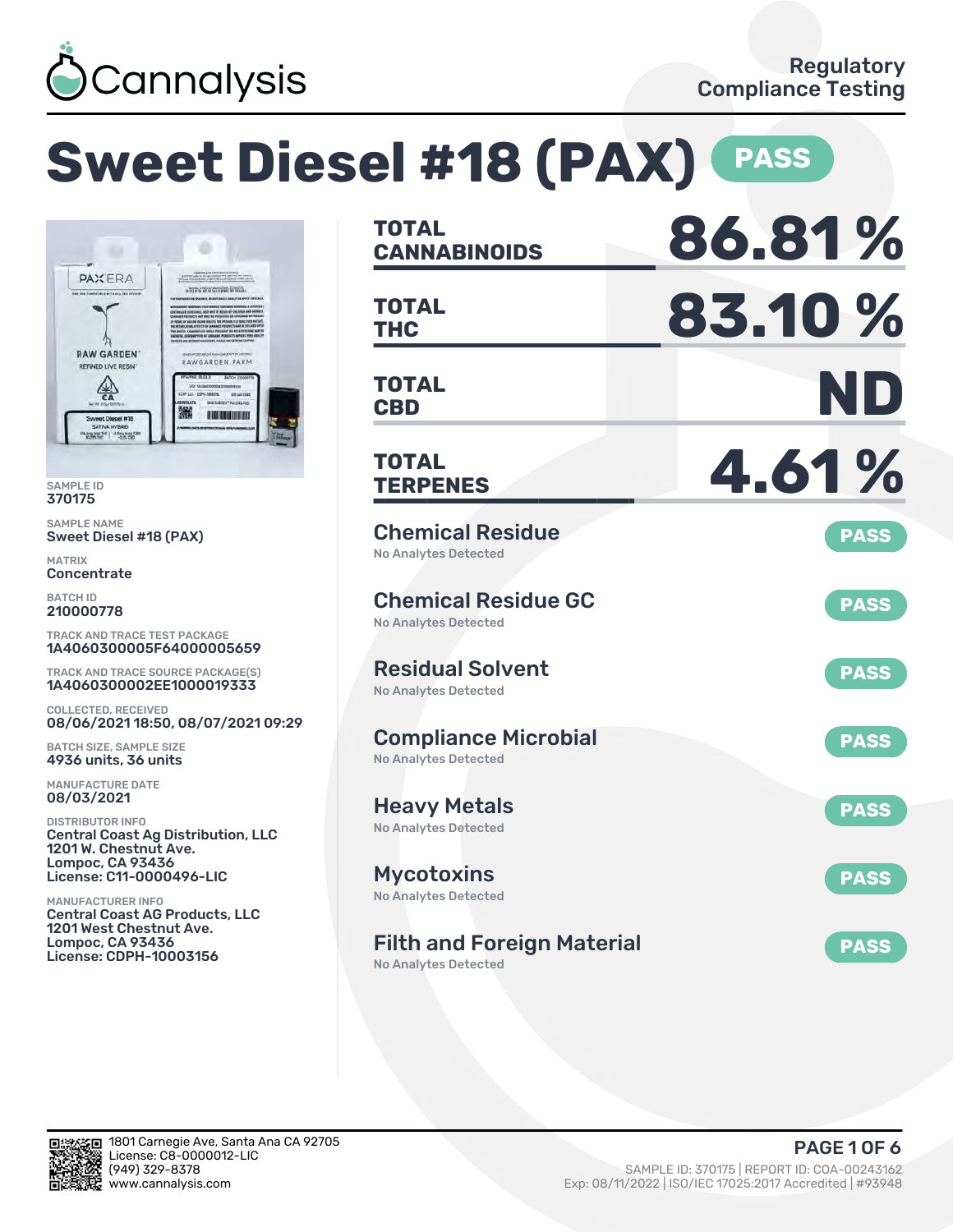Cannalysis

Regulatory Compliance Testing

# Sweet Diesel #18 (PAX) PASS

SAMPLE ID
370175

SAMPLE NAME
Sweet Diesel #18 (PAX)

MATRIX
Concentrate

BATCH ID
210000778

TRACK AND TRACE TEST PACKAGE
1A4060300005F64000005659

TRACK AND TRACE SOURCE PACKAGE(S)
1A4060300002EE1000019333

COLLECTED, RECEIVED
08/06/2021 18:50, 08/07/2021 09:29

BATCH SIZE, SAMPLE SIZE
4936 units, 36 units

MANUFACTURE DATE
08/03/2021

DISTRIBUTOR INFO
Central Coast Ag Distribution, LLC
1201 W. Chestnut Ave.
Lompoc, CA 93436
License: C11-0000496-LIC

MANUFACTURER INFO
Central Coast AG Products, LLC
1201 West Chestnut Ave.
Lompoc, CA 93436
License: CDPH-10003156

| | |
|---|---|
| **TOTAL CANNABINOIDS** | **86.81 %** |
| **TOTAL THC** | **83.10 %** |
| **TOTAL CBD** | **ND** |
| **TOTAL TERPENES** | **4.61 %** |

| Test | Result |
|---|---|
| **Chemical Residue** — No Analytes Detected | PASS |
| **Chemical Residue GC** — No Analytes Detected | PASS |
| **Residual Solvent** — No Analytes Detected | PASS |
| **Compliance Microbial** — No Analytes Detected | PASS |
| **Heavy Metals** — No Analytes Detected | PASS |
| **Mycotoxins** — No Analytes Detected | PASS |
| **Filth and Foreign Material** — No Analytes Detected | PASS |

1801 Carnegie Ave, Santa Ana CA 92705
License: C8-0000012-LIC
(949) 329-8378
www.cannalysis.com

SAMPLE ID: 370175 | REPORT ID: COA-00243162
Exp: 08/11/2022 | ISO/IEC 17025:2017 Accredited | #93948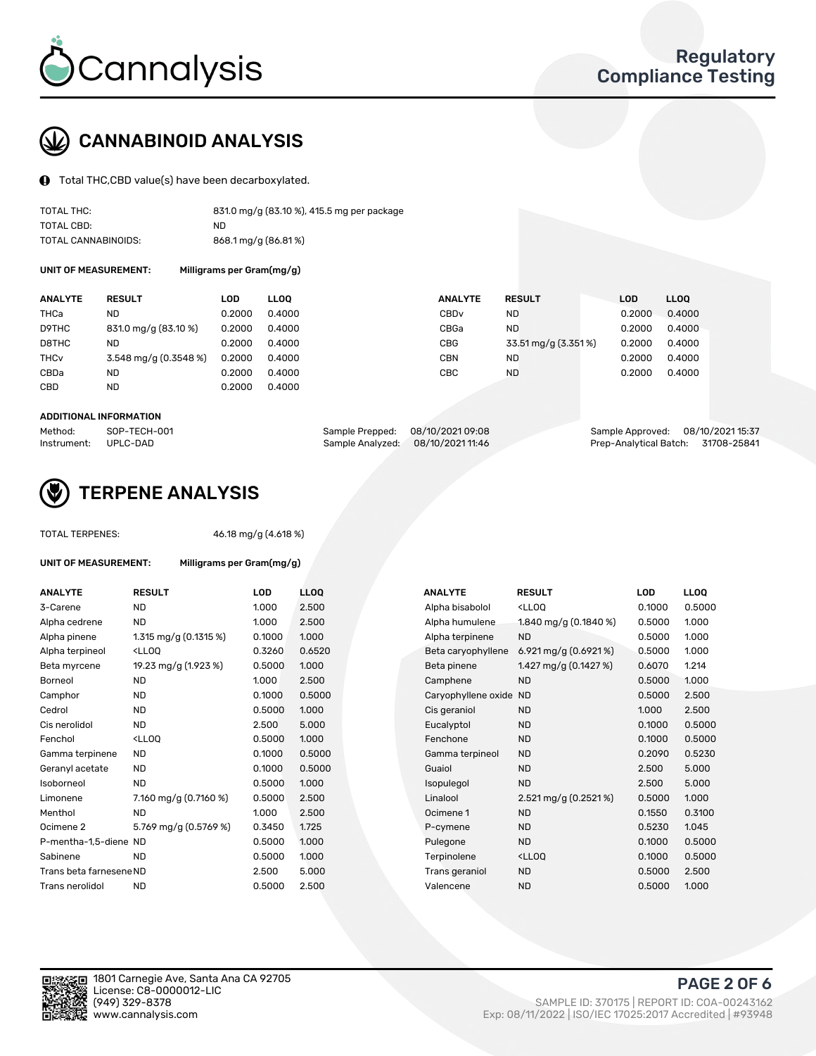# CANNABINOID ANALYSIS

Total THC,CBD value(s) have been decarboxylated.

| | |
|---|---|
| TOTAL THC: | 831.0 mg/g (83.10 %), 415.5 mg per package |
| TOTAL CBD: | ND |
| TOTAL CANNABINOIDS: | 868.1 mg/g (86.81 %) |

**UNIT OF MEASUREMENT:** Milligrams per Gram(mg/g)

| ANALYTE | RESULT | LOD | LLOQ |
|---|---|---|---|
| THCa | ND | 0.2000 | 0.4000 |
| D9THC | 831.0 mg/g (83.10 %) | 0.2000 | 0.4000 |
| D8THC | ND | 0.2000 | 0.4000 |
| THCv | 3.548 mg/g (0.3548 %) | 0.2000 | 0.4000 |
| CBDa | ND | 0.2000 | 0.4000 |
| CBD | ND | 0.2000 | 0.4000 |
| CBDv | ND | 0.2000 | 0.4000 |
| CBGa | ND | 0.2000 | 0.4000 |
| CBG | 33.51 mg/g (3.351 %) | 0.2000 | 0.4000 |
| CBN | ND | 0.2000 | 0.4000 |
| CBC | ND | 0.2000 | 0.4000 |

**ADDITIONAL INFORMATION**

| | | | | | |
|---|---|---|---|---|---|
| Method: | SOP-TECH-001 | Sample Prepped: | 08/10/2021 09:08 | Sample Approved: | 08/10/2021 15:37 |
| Instrument: | UPLC-DAD | Sample Analyzed: | 08/10/2021 11:46 | Prep-Analytical Batch: | 31708-25841 |

# TERPENE ANALYSIS

TOTAL TERPENES: 46.18 mg/g (4.618 %)

**UNIT OF MEASUREMENT:** Milligrams per Gram(mg/g)

| ANALYTE | RESULT | LOD | LLOQ |
|---|---|---|---|
| 3-Carene | ND | 1.000 | 2.500 |
| Alpha cedrene | ND | 1.000 | 2.500 |
| Alpha pinene | 1.315 mg/g (0.1315 %) | 0.1000 | 1.000 |
| Alpha terpineol | <LLOQ | 0.3260 | 0.6520 |
| Beta myrcene | 19.23 mg/g (1.923 %) | 0.5000 | 1.000 |
| Borneol | ND | 1.000 | 2.500 |
| Camphor | ND | 0.1000 | 0.5000 |
| Cedrol | ND | 0.5000 | 1.000 |
| Cis nerolidol | ND | 2.500 | 5.000 |
| Fenchol | <LLOQ | 0.5000 | 1.000 |
| Gamma terpinene | ND | 0.1000 | 0.5000 |
| Geranyl acetate | ND | 0.1000 | 0.5000 |
| Isoborneol | ND | 0.5000 | 1.000 |
| Limonene | 7.160 mg/g (0.7160 %) | 0.5000 | 2.500 |
| Menthol | ND | 1.000 | 2.500 |
| Ocimene 2 | 5.769 mg/g (0.5769 %) | 0.3450 | 1.725 |
| P-mentha-1,5-diene | ND | 0.5000 | 1.000 |
| Sabinene | ND | 0.5000 | 1.000 |
| Trans beta farnesene | ND | 2.500 | 5.000 |
| Trans nerolidol | ND | 0.5000 | 2.500 |
| Alpha bisabolol | <LLOQ | 0.1000 | 0.5000 |
| Alpha humulene | 1.840 mg/g (0.1840 %) | 0.5000 | 1.000 |
| Alpha terpinene | ND | 0.5000 | 1.000 |
| Beta caryophyllene | 6.921 mg/g (0.6921 %) | 0.5000 | 1.000 |
| Beta pinene | 1.427 mg/g (0.1427 %) | 0.6070 | 1.214 |
| Camphene | ND | 0.5000 | 1.000 |
| Caryophyllene oxide | ND | 0.5000 | 2.500 |
| Cis geraniol | ND | 1.000 | 2.500 |
| Eucalyptol | ND | 0.1000 | 0.5000 |
| Fenchone | ND | 0.1000 | 0.5000 |
| Gamma terpineol | ND | 0.2090 | 0.5230 |
| Guaiol | ND | 2.500 | 5.000 |
| Isopulegol | ND | 2.500 | 5.000 |
| Linalool | 2.521 mg/g (0.2521 %) | 0.5000 | 1.000 |
| Ocimene 1 | ND | 0.1550 | 0.3100 |
| P-cymene | ND | 0.5230 | 1.045 |
| Pulegone | ND | 0.1000 | 0.5000 |
| Terpinolene | <LLOQ | 0.1000 | 0.5000 |
| Trans geraniol | ND | 0.5000 | 2.500 |
| Valencene | ND | 0.5000 | 1.000 |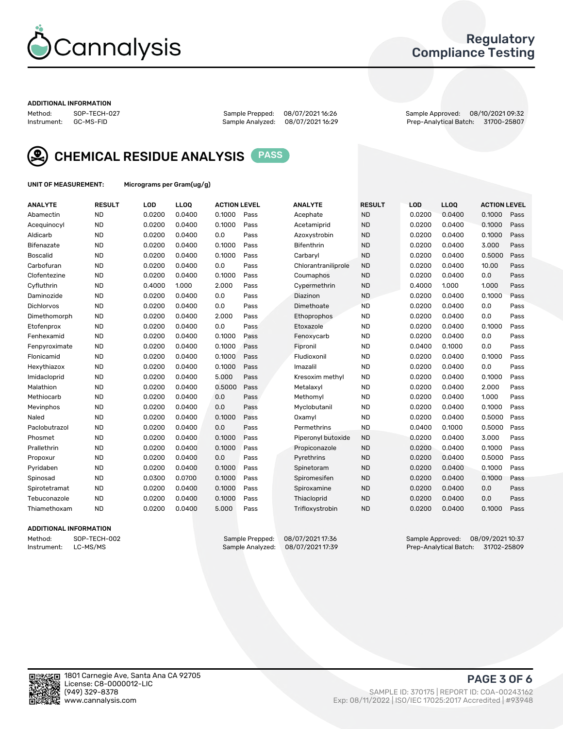# Cannalysis

## Regulatory Compliance Testing

**ADDITIONAL INFORMATION**

Method: SOP-TECH-027
Instrument: GC-MS-FID
Sample Prepped: 08/07/2021 16:26
Sample Analyzed: 08/07/2021 16:29
Sample Approved: 08/10/2021 09:32
Prep-Analytical Batch: 31700-25807

## CHEMICAL RESIDUE ANALYSIS PASS

**UNIT OF MEASUREMENT:** Micrograms per Gram(ug/g)

| ANALYTE | RESULT | LOD | LLOQ | ACTION LEVEL | | ANALYTE | RESULT | LOD | LLOQ | ACTION LEVEL | |
|---|---|---|---|---|---|---|---|---|---|---|---|
| Abamectin | ND | 0.0200 | 0.0400 | 0.1000 | Pass | Acephate | ND | 0.0200 | 0.0400 | 0.1000 | Pass |
| Acequinocyl | ND | 0.0200 | 0.0400 | 0.1000 | Pass | Acetamiprid | ND | 0.0200 | 0.0400 | 0.1000 | Pass |
| Aldicarb | ND | 0.0200 | 0.0400 | 0.0 | Pass | Azoxystrobin | ND | 0.0200 | 0.0400 | 0.1000 | Pass |
| Bifenazate | ND | 0.0200 | 0.0400 | 0.1000 | Pass | Bifenthrin | ND | 0.0200 | 0.0400 | 3.000 | Pass |
| Boscalid | ND | 0.0200 | 0.0400 | 0.1000 | Pass | Carbaryl | ND | 0.0200 | 0.0400 | 0.5000 | Pass |
| Carbofuran | ND | 0.0200 | 0.0400 | 0.0 | Pass | Chlorantraniliprole | ND | 0.0200 | 0.0400 | 10.00 | Pass |
| Clofentezine | ND | 0.0200 | 0.0400 | 0.1000 | Pass | Coumaphos | ND | 0.0200 | 0.0400 | 0.0 | Pass |
| Cyfluthrin | ND | 0.4000 | 1.000 | 2.000 | Pass | Cypermethrin | ND | 0.4000 | 1.000 | 1.000 | Pass |
| Daminozide | ND | 0.0200 | 0.0400 | 0.0 | Pass | Diazinon | ND | 0.0200 | 0.0400 | 0.1000 | Pass |
| Dichlorvos | ND | 0.0200 | 0.0400 | 0.0 | Pass | Dimethoate | ND | 0.0200 | 0.0400 | 0.0 | Pass |
| Dimethomorph | ND | 0.0200 | 0.0400 | 2.000 | Pass | Ethoprophos | ND | 0.0200 | 0.0400 | 0.0 | Pass |
| Etofenprox | ND | 0.0200 | 0.0400 | 0.0 | Pass | Etoxazole | ND | 0.0200 | 0.0400 | 0.1000 | Pass |
| Fenhexamid | ND | 0.0200 | 0.0400 | 0.1000 | Pass | Fenoxycarb | ND | 0.0200 | 0.0400 | 0.0 | Pass |
| Fenpyroximate | ND | 0.0200 | 0.0400 | 0.1000 | Pass | Fipronil | ND | 0.0400 | 0.1000 | 0.0 | Pass |
| Flonicamid | ND | 0.0200 | 0.0400 | 0.1000 | Pass | Fludioxonil | ND | 0.0200 | 0.0400 | 0.1000 | Pass |
| Hexythiazox | ND | 0.0200 | 0.0400 | 0.1000 | Pass | Imazalil | ND | 0.0200 | 0.0400 | 0.0 | Pass |
| Imidacloprid | ND | 0.0200 | 0.0400 | 5.000 | Pass | Kresoxim methyl | ND | 0.0200 | 0.0400 | 0.1000 | Pass |
| Malathion | ND | 0.0200 | 0.0400 | 0.5000 | Pass | Metalaxyl | ND | 0.0200 | 0.0400 | 2.000 | Pass |
| Methiocarb | ND | 0.0200 | 0.0400 | 0.0 | Pass | Methomyl | ND | 0.0200 | 0.0400 | 1.000 | Pass |
| Mevinphos | ND | 0.0200 | 0.0400 | 0.0 | Pass | Myclobutanil | ND | 0.0200 | 0.0400 | 0.1000 | Pass |
| Naled | ND | 0.0200 | 0.0400 | 0.1000 | Pass | Oxamyl | ND | 0.0200 | 0.0400 | 0.5000 | Pass |
| Paclobutrazol | ND | 0.0200 | 0.0400 | 0.0 | Pass | Permethrins | ND | 0.0400 | 0.1000 | 0.5000 | Pass |
| Phosmet | ND | 0.0200 | 0.0400 | 0.1000 | Pass | Piperonyl butoxide | ND | 0.0200 | 0.0400 | 3.000 | Pass |
| Prallethrin | ND | 0.0200 | 0.0400 | 0.1000 | Pass | Propiconazole | ND | 0.0200 | 0.0400 | 0.1000 | Pass |
| Propoxur | ND | 0.0200 | 0.0400 | 0.0 | Pass | Pyrethrins | ND | 0.0200 | 0.0400 | 0.5000 | Pass |
| Pyridaben | ND | 0.0200 | 0.0400 | 0.1000 | Pass | Spinetoram | ND | 0.0200 | 0.0400 | 0.1000 | Pass |
| Spinosad | ND | 0.0300 | 0.0700 | 0.1000 | Pass | Spiromesifen | ND | 0.0200 | 0.0400 | 0.1000 | Pass |
| Spirotetramat | ND | 0.0200 | 0.0400 | 0.1000 | Pass | Spiroxamine | ND | 0.0200 | 0.0400 | 0.0 | Pass |
| Tebuconazole | ND | 0.0200 | 0.0400 | 0.1000 | Pass | Thiacloprid | ND | 0.0200 | 0.0400 | 0.0 | Pass |
| Thiamethoxam | ND | 0.0200 | 0.0400 | 5.000 | Pass | Trifloxystrobin | ND | 0.0200 | 0.0400 | 0.1000 | Pass |

**ADDITIONAL INFORMATION**

Method: SOP-TECH-002
Instrument: LC-MS/MS
Sample Prepped: 08/07/2021 17:36
Sample Analyzed: 08/07/2021 17:39
Sample Approved: 08/09/2021 10:37
Prep-Analytical Batch: 31702-25809

1801 Carnegie Ave, Santa Ana CA 92705
License: C8-0000012-LIC
(949) 329-8378
www.cannalysis.com

SAMPLE ID: 370175 | REPORT ID: COA-00243162
Exp: 08/11/2022 | ISO/IEC 17025:2017 Accredited | #93948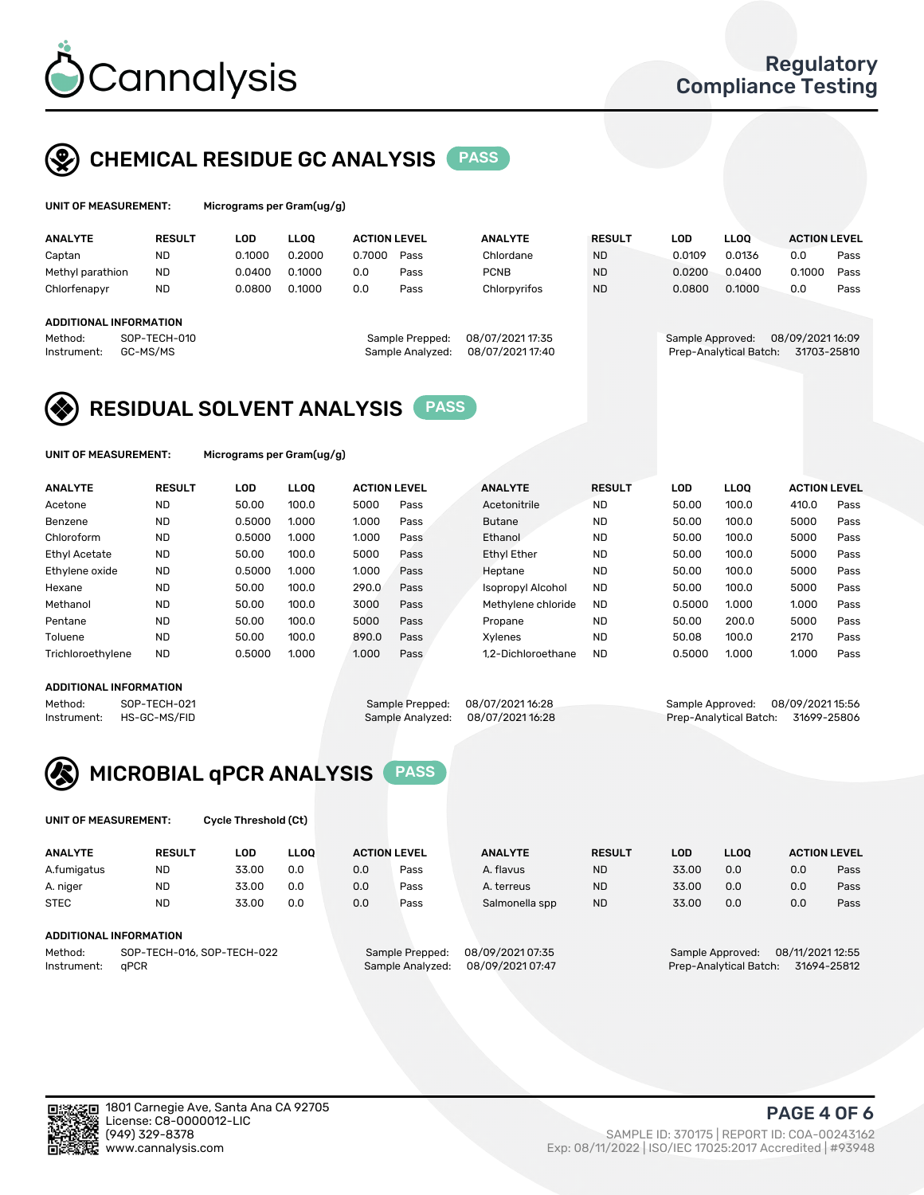# Cannalysis

Regulatory Compliance Testing

## CHEMICAL RESIDUE GC ANALYSIS PASS

**UNIT OF MEASUREMENT:** Micrograms per Gram(ug/g)

| ANALYTE | RESULT | LOD | LLOQ | ACTION LEVEL | | ANALYTE | RESULT | LOD | LLOQ | ACTION LEVEL | |
|---|---|---|---|---|---|---|---|---|---|---|---|
| Captan | ND | 0.1000 | 0.2000 | 0.7000 | Pass | Chlordane | ND | 0.0109 | 0.0136 | 0.0 | Pass |
| Methyl parathion | ND | 0.0400 | 0.1000 | 0.0 | Pass | PCNB | ND | 0.0200 | 0.0400 | 0.1000 | Pass |
| Chlorfenapyr | ND | 0.0800 | 0.1000 | 0.0 | Pass | Chlorpyrifos | ND | 0.0800 | 0.1000 | 0.0 | Pass |

**ADDITIONAL INFORMATION**

Method: SOP-TECH-010
Instrument: GC-MS/MS
Sample Prepped: 08/07/2021 17:35
Sample Analyzed: 08/07/2021 17:40
Sample Approved: 08/09/2021 16:09
Prep-Analytical Batch: 31703-25810

## RESIDUAL SOLVENT ANALYSIS PASS

**UNIT OF MEASUREMENT:** Micrograms per Gram(ug/g)

| ANALYTE | RESULT | LOD | LLOQ | ACTION LEVEL | | ANALYTE | RESULT | LOD | LLOQ | ACTION LEVEL | |
|---|---|---|---|---|---|---|---|---|---|---|---|
| Acetone | ND | 50.00 | 100.0 | 5000 | Pass | Acetonitrile | ND | 50.00 | 100.0 | 410.0 | Pass |
| Benzene | ND | 0.5000 | 1.000 | 1.000 | Pass | Butane | ND | 50.00 | 100.0 | 5000 | Pass |
| Chloroform | ND | 0.5000 | 1.000 | 1.000 | Pass | Ethanol | ND | 50.00 | 100.0 | 5000 | Pass |
| Ethyl Acetate | ND | 50.00 | 100.0 | 5000 | Pass | Ethyl Ether | ND | 50.00 | 100.0 | 5000 | Pass |
| Ethylene oxide | ND | 0.5000 | 1.000 | 1.000 | Pass | Heptane | ND | 50.00 | 100.0 | 5000 | Pass |
| Hexane | ND | 50.00 | 100.0 | 290.0 | Pass | Isopropyl Alcohol | ND | 50.00 | 100.0 | 5000 | Pass |
| Methanol | ND | 50.00 | 100.0 | 3000 | Pass | Methylene chloride | ND | 0.5000 | 1.000 | 1.000 | Pass |
| Pentane | ND | 50.00 | 100.0 | 5000 | Pass | Propane | ND | 50.00 | 200.0 | 5000 | Pass |
| Toluene | ND | 50.00 | 100.0 | 890.0 | Pass | Xylenes | ND | 50.08 | 100.0 | 2170 | Pass |
| Trichloroethylene | ND | 0.5000 | 1.000 | 1.000 | Pass | 1,2-Dichloroethane | ND | 0.5000 | 1.000 | 1.000 | Pass |

**ADDITIONAL INFORMATION**

Method: SOP-TECH-021
Instrument: HS-GC-MS/FID
Sample Prepped: 08/07/2021 16:28
Sample Analyzed: 08/07/2021 16:28
Sample Approved: 08/09/2021 15:56
Prep-Analytical Batch: 31699-25806

## MICROBIAL qPCR ANALYSIS PASS

**UNIT OF MEASUREMENT:** Cycle Threshold (Ct)

| ANALYTE | RESULT | LOD | LLOQ | ACTION LEVEL | | ANALYTE | RESULT | LOD | LLOQ | ACTION LEVEL | |
|---|---|---|---|---|---|---|---|---|---|---|---|
| A.fumigatus | ND | 33.00 | 0.0 | 0.0 | Pass | A. flavus | ND | 33.00 | 0.0 | 0.0 | Pass |
| A. niger | ND | 33.00 | 0.0 | 0.0 | Pass | A. terreus | ND | 33.00 | 0.0 | 0.0 | Pass |
| STEC | ND | 33.00 | 0.0 | 0.0 | Pass | Salmonella spp | ND | 33.00 | 0.0 | 0.0 | Pass |

**ADDITIONAL INFORMATION**

Method: SOP-TECH-016, SOP-TECH-022
Instrument: qPCR
Sample Prepped: 08/09/2021 07:35
Sample Analyzed: 08/09/2021 07:47
Sample Approved: 08/11/2021 12:55
Prep-Analytical Batch: 31694-25812

1801 Carnegie Ave, Santa Ana CA 92705
License: C8-0000012-LIC
(949) 329-8378
www.cannalysis.com

SAMPLE ID: 370175 | REPORT ID: COA-00243162
Exp: 08/11/2022 | ISO/IEC 17025:2017 Accredited | #93948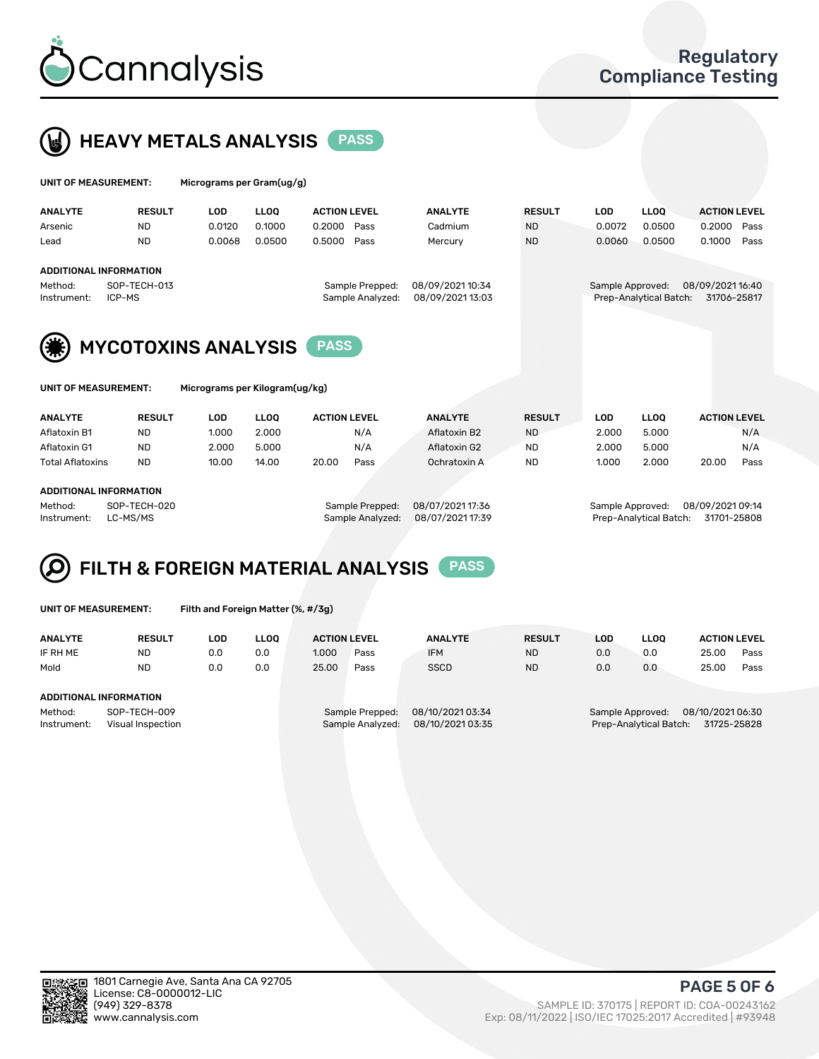# Cannalysis

**Regulatory Compliance Testing**

## HEAVY METALS ANALYSIS PASS

**UNIT OF MEASUREMENT:** Micrograms per Gram(ug/g)

| ANALYTE | RESULT | LOD | LLOQ | ACTION LEVEL | | ANALYTE | RESULT | LOD | LLOQ | ACTION LEVEL | |
|---|---|---|---|---|---|---|---|---|---|---|---|
| Arsenic | ND | 0.0120 | 0.1000 | 0.2000 | Pass | Cadmium | ND | 0.0072 | 0.0500 | 0.2000 | Pass |
| Lead | ND | 0.0068 | 0.0500 | 0.5000 | Pass | Mercury | ND | 0.0060 | 0.0500 | 0.1000 | Pass |

**ADDITIONAL INFORMATION**

Method: SOP-TECH-013
Instrument: ICP-MS
Sample Prepped: 08/09/2021 10:34
Sample Analyzed: 08/09/2021 13:03
Sample Approved: 08/09/2021 16:40
Prep-Analytical Batch: 31706-25817

## MYCOTOXINS ANALYSIS PASS

**UNIT OF MEASUREMENT:** Micrograms per Kilogram(ug/kg)

| ANALYTE | RESULT | LOD | LLOQ | ACTION LEVEL | | ANALYTE | RESULT | LOD | LLOQ | ACTION LEVEL | |
|---|---|---|---|---|---|---|---|---|---|---|---|
| Aflatoxin B1 | ND | 1.000 | 2.000 | | N/A | Aflatoxin B2 | ND | 2.000 | 5.000 | | N/A |
| Aflatoxin G1 | ND | 2.000 | 5.000 | | N/A | Aflatoxin G2 | ND | 2.000 | 5.000 | | N/A |
| Total Aflatoxins | ND | 10.00 | 14.00 | 20.00 | Pass | Ochratoxin A | ND | 1.000 | 2.000 | 20.00 | Pass |

**ADDITIONAL INFORMATION**

Method: SOP-TECH-020
Instrument: LC-MS/MS
Sample Prepped: 08/07/2021 17:36
Sample Analyzed: 08/07/2021 17:39
Sample Approved: 08/09/2021 09:14
Prep-Analytical Batch: 31701-25808

## FILTH & FOREIGN MATERIAL ANALYSIS PASS

**UNIT OF MEASUREMENT:** Filth and Foreign Matter (%, #/3g)

| ANALYTE | RESULT | LOD | LLOQ | ACTION LEVEL | | ANALYTE | RESULT | LOD | LLOQ | ACTION LEVEL | |
|---|---|---|---|---|---|---|---|---|---|---|---|
| IF RH ME | ND | 0.0 | 0.0 | 1.000 | Pass | IFM | ND | 0.0 | 0.0 | 25.00 | Pass |
| Mold | ND | 0.0 | 0.0 | 25.00 | Pass | SSCD | ND | 0.0 | 0.0 | 25.00 | Pass |

**ADDITIONAL INFORMATION**

Method: SOP-TECH-009
Instrument: Visual Inspection
Sample Prepped: 08/10/2021 03:34
Sample Analyzed: 08/10/2021 03:35
Sample Approved: 08/10/2021 06:30
Prep-Analytical Batch: 31725-25828

1801 Carnegie Ave, Santa Ana CA 92705
License: C8-0000012-LIC
(949) 329-8378
www.cannalysis.com

SAMPLE ID: 370175 | REPORT ID: COA-00243162
Exp: 08/11/2022 | ISO/IEC 17025:2017 Accredited | #93948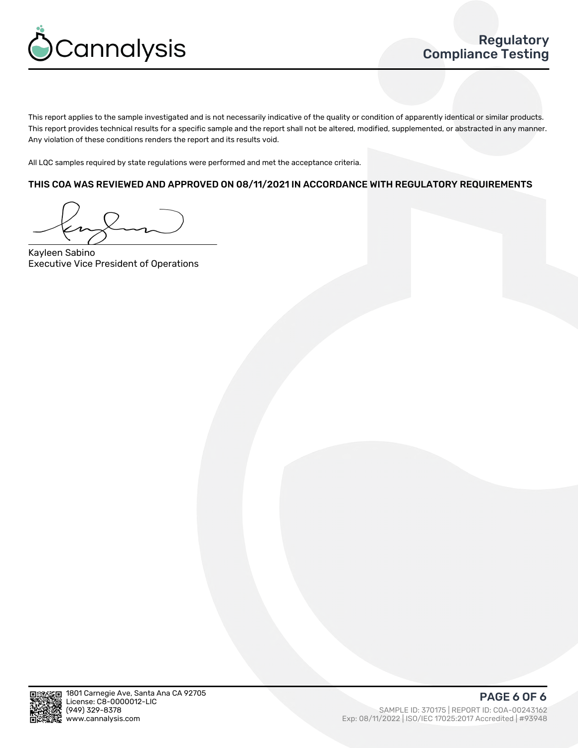This report applies to the sample investigated and is not necessarily indicative of the quality or condition of apparently identical or similar products. This report provides technical results for a specific sample and the report shall not be altered, modified, supplemented, or abstracted in any manner. Any violation of these conditions renders the report and its results void.

All LQC samples required by state regulations were performed and met the acceptance criteria.

**THIS COA WAS REVIEWED AND APPROVED ON 08/11/2021 IN ACCORDANCE WITH REGULATORY REQUIREMENTS**

Kayleen Sabino
Executive Vice President of Operations